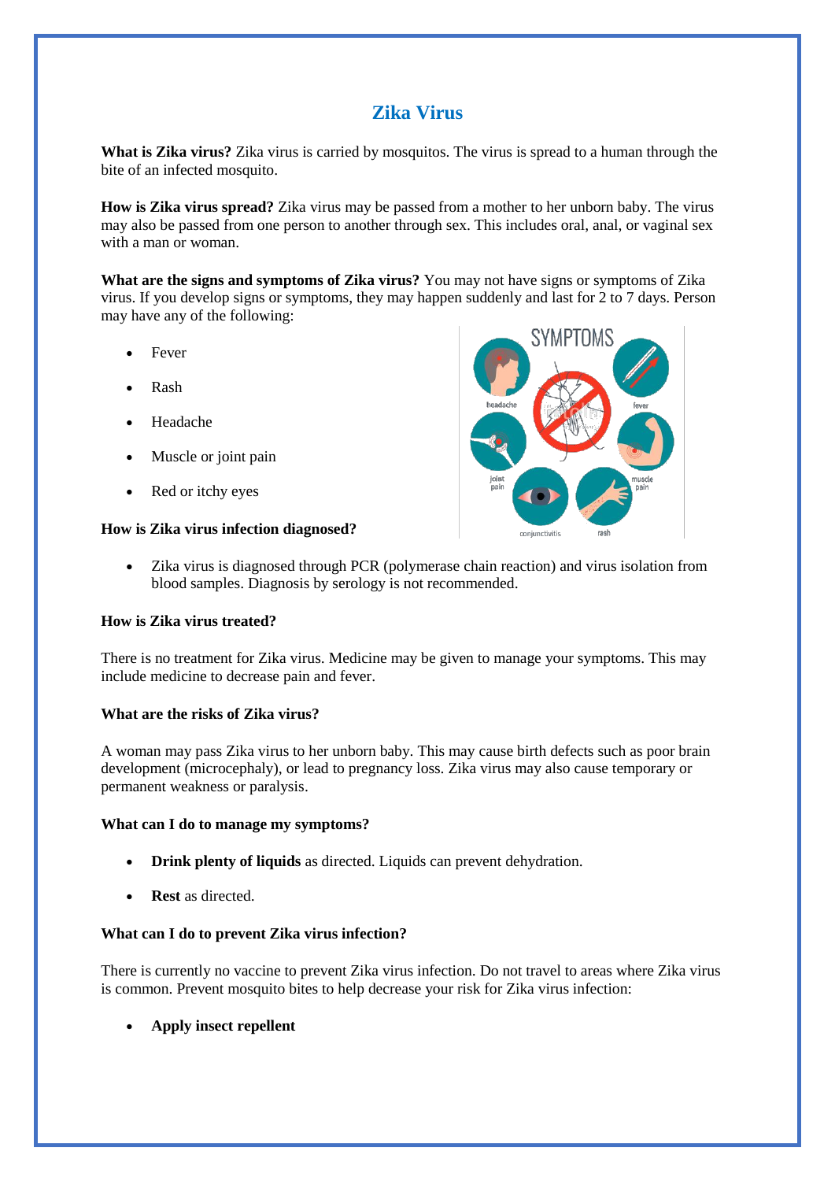# Zika Virus

**What is Zika virus?** Zika virus is carried by mosquitos. The virus is spread to a human through the bite of an infected mosquito.

**How is Zika virus spread?** Zika virus may be passed from a mother to her unborn baby. The virus may also be passed from one person to another through sex. This includes oral, anal, or vaginal sex with a man or woman.

**What are the signs and symptoms of Zika virus?** You may not have signs or symptoms of Zika virus. If you develop signs or symptoms, they may happen suddenly and last for 2 to 7 days. Person may have any of the following:

- Fever
- Rash
- Headache
- Muscle or joint pain
- Red or itchy eyes

**How is Zika virus infection diagnosed?**

- Zika virus is diagnosed through PCR (polymerase chain reaction) and virus isolation from blood samples. Diagnosis by serology is not recommended.

**How is Zika virus treated?**

There is no treatment for Zika virus. Medicine may be given to manage your symptoms. This may include medicine to decrease pain and fever.

**What are the risks of Zika virus?**

A woman may pass Zika virus to her unborn baby. This may cause birth defects such as poor brain development (microcephaly), or lead to pregnancy loss. Zika virus may also cause temporary or permanent weakness or paralysis.

**What can I do to manage my symptoms?**

- **Drink plenty of liquids** as directed. Liquids can prevent dehydration.
- **Rest** as directed.

**What can I do to prevent Zika virus infection?**

There is currently no vaccine to prevent Zika virus infection. Do not travel to areas where Zika virus is common. Prevent mosquito bites to help decrease your risk for Zika virus infection:

- **Apply insect repellent**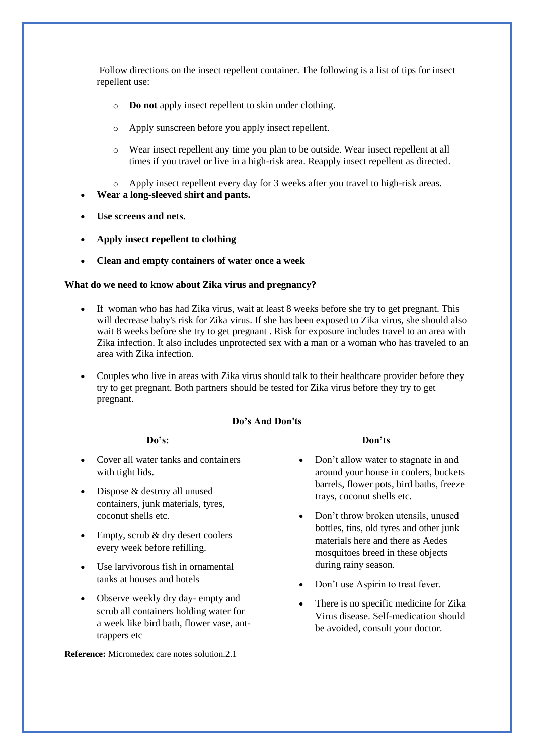Follow directions on the insect repellent container. The following is a list of tips for insect repellent use:

- **Do not** apply insect repellent to skin under clothing.
- Apply sunscreen before you apply insect repellent.
- Wear insect repellent any time you plan to be outside. Wear insect repellent at all times if you travel or live in a high-risk area. Reapply insect repellent as directed.
- Apply insect repellent every day for 3 weeks after you travel to high-risk areas.

- **Wear a long-sleeved shirt and pants.**
- **Use screens and nets.**
- **Apply insect repellent to clothing**
- **Clean and empty containers of water once a week**

**What do we need to know about Zika virus and pregnancy?**

- If woman who has had Zika virus, wait at least 8 weeks before she try to get pregnant. This will decrease baby's risk for Zika virus. If she has been exposed to Zika virus, she should also wait 8 weeks before she try to get pregnant . Risk for exposure includes travel to an area with Zika infection. It also includes unprotected sex with a man or a woman who has traveled to an area with Zika infection.
- Couples who live in areas with Zika virus should talk to their healthcare provider before they try to get pregnant. Both partners should be tested for Zika virus before they try to get pregnant.

**Do's And Don'ts**

**Do's:**

- Cover all water tanks and containers with tight lids.
- Dispose & destroy all unused containers, junk materials, tyres, coconut shells etc.
- Empty, scrub & dry desert coolers every week before refilling.
- Use larvivorous fish in ornamental tanks at houses and hotels
- Observe weekly dry day- empty and scrub all containers holding water for a week like bird bath, flower vase, ant-trappers etc

**Don'ts**

- Don't allow water to stagnate in and around your house in coolers, buckets barrels, flower pots, bird baths, freeze trays, coconut shells etc.
- Don't throw broken utensils, unused bottles, tins, old tyres and other junk materials here and there as Aedes mosquitoes breed in these objects during rainy season.
- Don't use Aspirin to treat fever.
- There is no specific medicine for Zika Virus disease. Self-medication should be avoided, consult your doctor.

**Reference:** Micromedex care notes solution.2.1